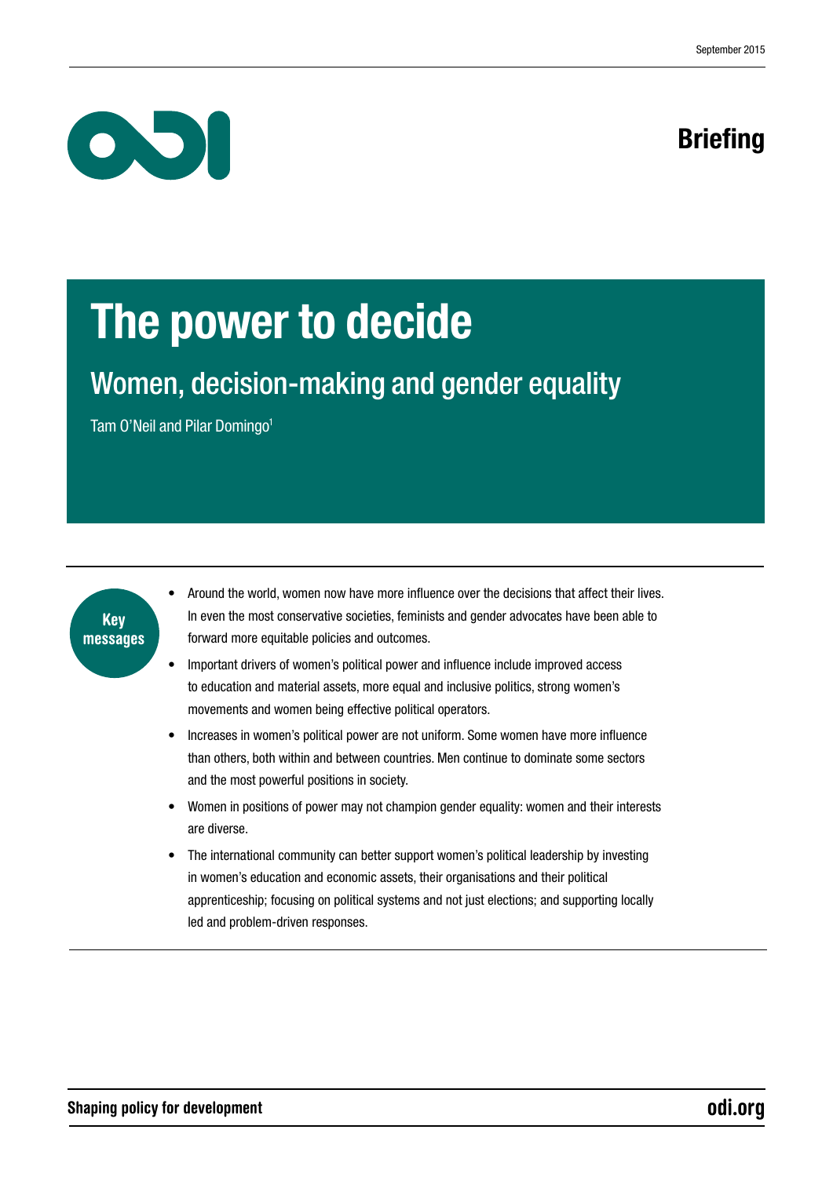September 2015

Briefing

# The power to decide

## Women, decision-making and gender equality

Tam O'Neil and Pilar Domingo[1]

**Key messages**

- Around the world, women now have more influence over the decisions that affect their lives. In even the most conservative societies, feminists and gender advocates have been able to forward more equitable policies and outcomes.
- Important drivers of women's political power and influence include improved access to education and material assets, more equal and inclusive politics, strong women's movements and women being effective political operators.
- Increases in women's political power are not uniform. Some women have more influence than others, both within and between countries. Men continue to dominate some sectors and the most powerful positions in society.
- Women in positions of power may not champion gender equality: women and their interests are diverse.
- The international community can better support women's political leadership by investing in women's education and economic assets, their organisations and their political apprenticeship; focusing on political systems and not just elections; and supporting locally led and problem-driven responses.

**Shaping policy for development** odi.org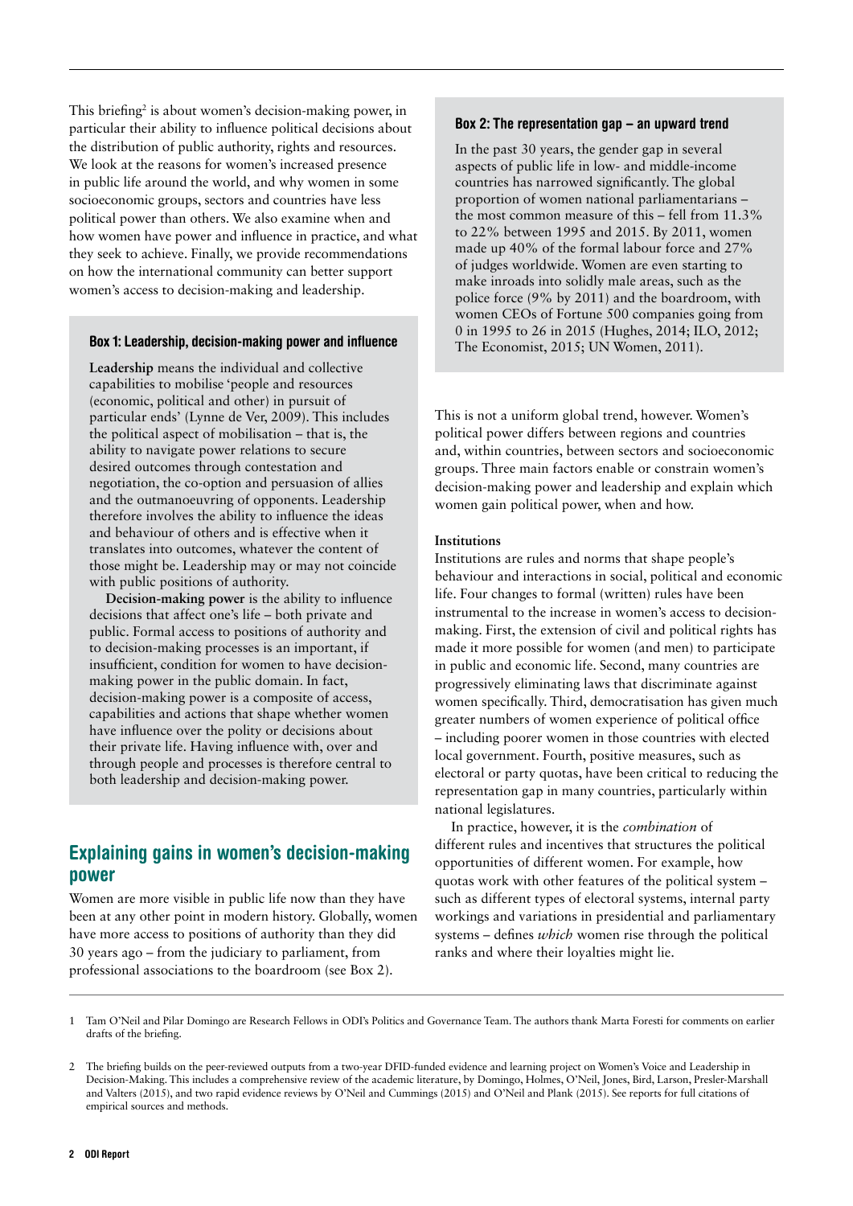This briefing[2] is about women's decision-making power, in particular their ability to influence political decisions about the distribution of public authority, rights and resources. We look at the reasons for women's increased presence in public life around the world, and why women in some socioeconomic groups, sectors and countries have less political power than others. We also examine when and how women have power and influence in practice, and what they seek to achieve. Finally, we provide recommendations on how the international community can better support women's access to decision-making and leadership.

#### Box 1: Leadership, decision-making power and influence

**Leadership** means the individual and collective capabilities to mobilise 'people and resources (economic, political and other) in pursuit of particular ends' (Lynne de Ver, 2009). This includes the political aspect of mobilisation – that is, the ability to navigate power relations to secure desired outcomes through contestation and negotiation, the co-option and persuasion of allies and the outmanoeuvring of opponents. Leadership therefore involves the ability to influence the ideas and behaviour of others and is effective when it translates into outcomes, whatever the content of those might be. Leadership may or may not coincide with public positions of authority.

**Decision-making power** is the ability to influence decisions that affect one's life – both private and public. Formal access to positions of authority and to decision-making processes is an important, if insufficient, condition for women to have decision-making power in the public domain. In fact, decision-making power is a composite of access, capabilities and actions that shape whether women have influence over the polity or decisions about their private life. Having influence with, over and through people and processes is therefore central to both leadership and decision-making power.

## Explaining gains in women's decision-making power

Women are more visible in public life now than they have been at any other point in modern history. Globally, women have more access to positions of authority than they did 30 years ago – from the judiciary to parliament, from professional associations to the boardroom (see Box 2).

#### Box 2: The representation gap – an upward trend

In the past 30 years, the gender gap in several aspects of public life in low- and middle-income countries has narrowed significantly. The global proportion of women national parliamentarians – the most common measure of this – fell from 11.3% to 22% between 1995 and 2015. By 2011, women made up 40% of the formal labour force and 27% of judges worldwide. Women are even starting to make inroads into solidly male areas, such as the police force (9% by 2011) and the boardroom, with women CEOs of Fortune 500 companies going from 0 in 1995 to 26 in 2015 (Hughes, 2014; ILO, 2012; The Economist, 2015; UN Women, 2011).

This is not a uniform global trend, however. Women's political power differs between regions and countries and, within countries, between sectors and socioeconomic groups. Three main factors enable or constrain women's decision-making power and leadership and explain which women gain political power, when and how.

**Institutions**

Institutions are rules and norms that shape people's behaviour and interactions in social, political and economic life. Four changes to formal (written) rules have been instrumental to the increase in women's access to decision-making. First, the extension of civil and political rights has made it more possible for women (and men) to participate in public and economic life. Second, many countries are progressively eliminating laws that discriminate against women specifically. Third, democratisation has given much greater numbers of women experience of political office – including poorer women in those countries with elected local government. Fourth, positive measures, such as electoral or party quotas, have been critical to reducing the representation gap in many countries, particularly within national legislatures.

In practice, however, it is the *combination* of different rules and incentives that structures the political opportunities of different women. For example, how quotas work with other features of the political system – such as different types of electoral systems, internal party workings and variations in presidential and parliamentary systems – defines *which* women rise through the political ranks and where their loyalties might lie.

1 Tam O'Neil and Pilar Domingo are Research Fellows in ODI's Politics and Governance Team. The authors thank Marta Foresti for comments on earlier drafts of the briefing.

2 The briefing builds on the peer-reviewed outputs from a two-year DFID-funded evidence and learning project on Women's Voice and Leadership in Decision-Making. This includes a comprehensive review of the academic literature, by Domingo, Holmes, O'Neil, Jones, Bird, Larson, Presler-Marshall and Valters (2015), and two rapid evidence reviews by O'Neil and Cummings (2015) and O'Neil and Plank (2015). See reports for full citations of empirical sources and methods.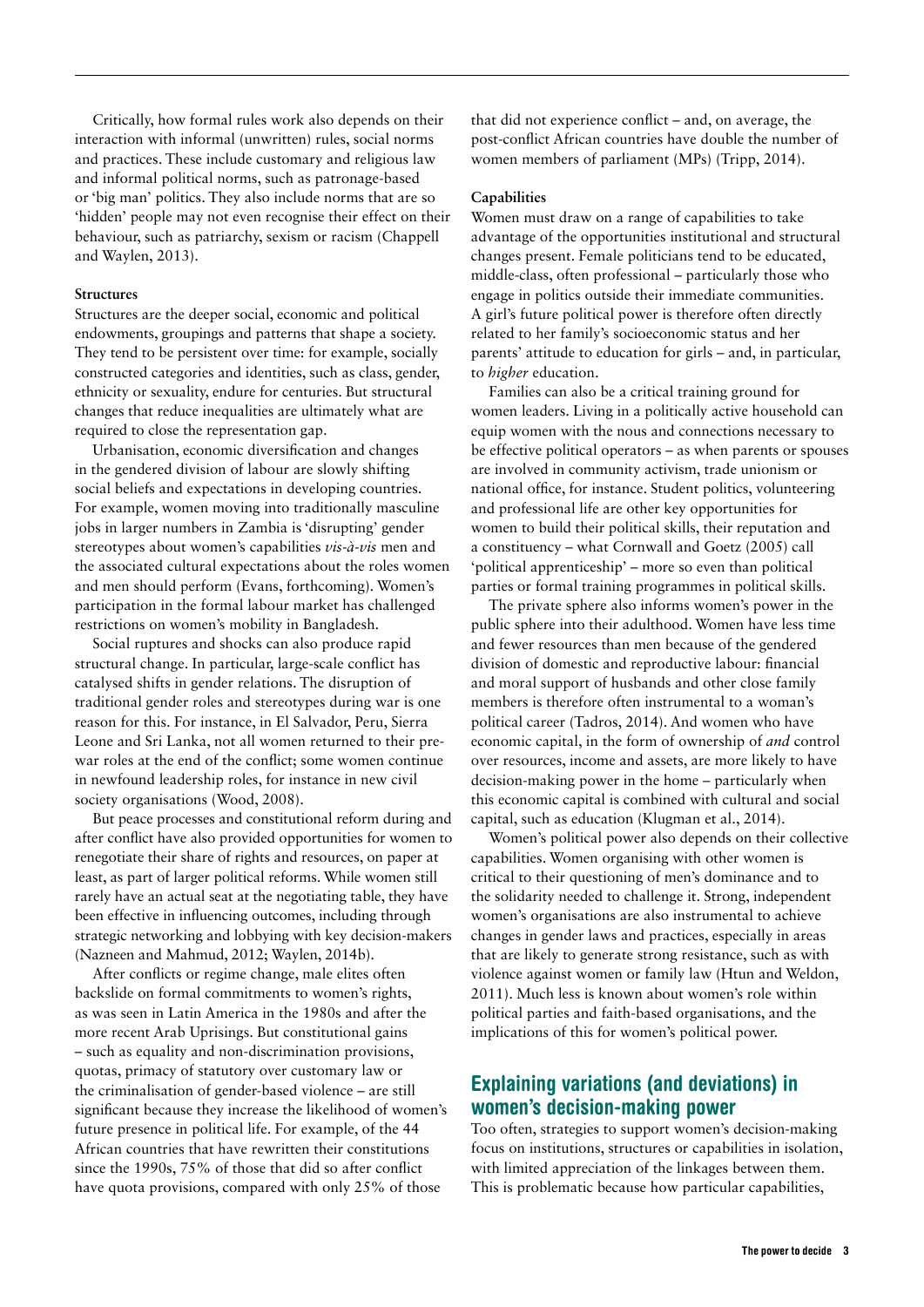Critically, how formal rules work also depends on their interaction with informal (unwritten) rules, social norms and practices. These include customary and religious law and informal political norms, such as patronage-based or 'big man' politics. They also include norms that are so 'hidden' people may not even recognise their effect on their behaviour, such as patriarchy, sexism or racism (Chappell and Waylen, 2013).

**Structures**

Structures are the deeper social, economic and political endowments, groupings and patterns that shape a society. They tend to be persistent over time: for example, socially constructed categories and identities, such as class, gender, ethnicity or sexuality, endure for centuries. But structural changes that reduce inequalities are ultimately what are required to close the representation gap.

Urbanisation, economic diversification and changes in the gendered division of labour are slowly shifting social beliefs and expectations in developing countries. For example, women moving into traditionally masculine jobs in larger numbers in Zambia is 'disrupting' gender stereotypes about women's capabilities *vis-à-vis* men and the associated cultural expectations about the roles women and men should perform (Evans, forthcoming). Women's participation in the formal labour market has challenged restrictions on women's mobility in Bangladesh.

Social ruptures and shocks can also produce rapid structural change. In particular, large-scale conflict has catalysed shifts in gender relations. The disruption of traditional gender roles and stereotypes during war is one reason for this. For instance, in El Salvador, Peru, Sierra Leone and Sri Lanka, not all women returned to their pre-war roles at the end of the conflict; some women continue in newfound leadership roles, for instance in new civil society organisations (Wood, 2008).

But peace processes and constitutional reform during and after conflict have also provided opportunities for women to renegotiate their share of rights and resources, on paper at least, as part of larger political reforms. While women still rarely have an actual seat at the negotiating table, they have been effective in influencing outcomes, including through strategic networking and lobbying with key decision-makers (Nazneen and Mahmud, 2012; Waylen, 2014b).

After conflicts or regime change, male elites often backslide on formal commitments to women's rights, as was seen in Latin America in the 1980s and after the more recent Arab Uprisings. But constitutional gains – such as equality and non-discrimination provisions, quotas, primacy of statutory over customary law or the criminalisation of gender-based violence – are still significant because they increase the likelihood of women's future presence in political life. For example, of the 44 African countries that have rewritten their constitutions since the 1990s, 75% of those that did so after conflict have quota provisions, compared with only 25% of those that did not experience conflict – and, on average, the post-conflict African countries have double the number of women members of parliament (MPs) (Tripp, 2014).

**Capabilities**

Women must draw on a range of capabilities to take advantage of the opportunities institutional and structural changes present. Female politicians tend to be educated, middle-class, often professional – particularly those who engage in politics outside their immediate communities. A girl's future political power is therefore often directly related to her family's socioeconomic status and her parents' attitude to education for girls – and, in particular, to *higher* education.

Families can also be a critical training ground for women leaders. Living in a politically active household can equip women with the nous and connections necessary to be effective political operators – as when parents or spouses are involved in community activism, trade unionism or national office, for instance. Student politics, volunteering and professional life are other key opportunities for women to build their political skills, their reputation and a constituency – what Cornwall and Goetz (2005) call 'political apprenticeship' – more so even than political parties or formal training programmes in political skills.

The private sphere also informs women's power in the public sphere into their adulthood. Women have less time and fewer resources than men because of the gendered division of domestic and reproductive labour: financial and moral support of husbands and other close family members is therefore often instrumental to a woman's political career (Tadros, 2014). And women who have economic capital, in the form of ownership of *and* control over resources, income and assets, are more likely to have decision-making power in the home – particularly when this economic capital is combined with cultural and social capital, such as education (Klugman et al., 2014).

Women's political power also depends on their collective capabilities. Women organising with other women is critical to their questioning of men's dominance and to the solidarity needed to challenge it. Strong, independent women's organisations are also instrumental to achieve changes in gender laws and practices, especially in areas that are likely to generate strong resistance, such as with violence against women or family law (Htun and Weldon, 2011). Much less is known about women's role within political parties and faith-based organisations, and the implications of this for women's political power.

## Explaining variations (and deviations) in women's decision-making power

Too often, strategies to support women's decision-making focus on institutions, structures or capabilities in isolation, with limited appreciation of the linkages between them. This is problematic because how particular capabilities,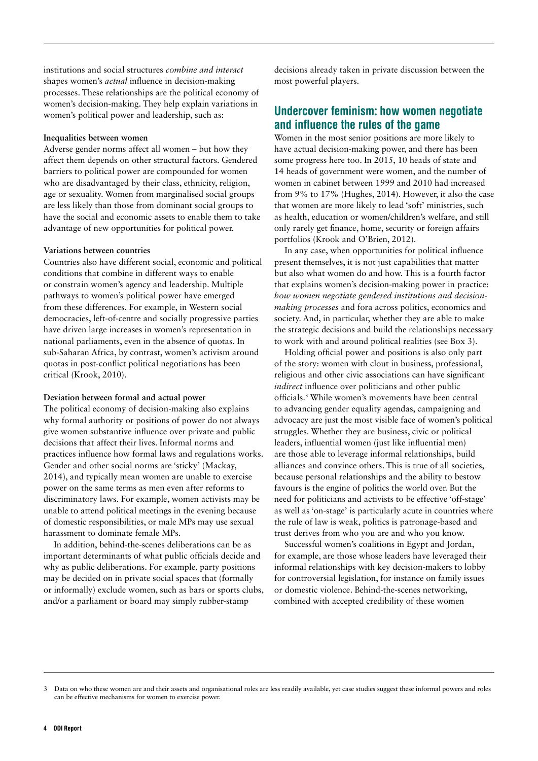institutions and social structures *combine and interact* shapes women's *actual* influence in decision-making processes. These relationships are the political economy of women's decision-making. They help explain variations in women's political power and leadership, such as:

**Inequalities between women**

Adverse gender norms affect all women – but how they affect them depends on other structural factors. Gendered barriers to political power are compounded for women who are disadvantaged by their class, ethnicity, religion, age or sexuality. Women from marginalised social groups are less likely than those from dominant social groups to have the social and economic assets to enable them to take advantage of new opportunities for political power.

**Variations between countries**

Countries also have different social, economic and political conditions that combine in different ways to enable or constrain women's agency and leadership. Multiple pathways to women's political power have emerged from these differences. For example, in Western social democracies, left-of-centre and socially progressive parties have driven large increases in women's representation in national parliaments, even in the absence of quotas. In sub-Saharan Africa, by contrast, women's activism around quotas in post-conflict political negotiations has been critical (Krook, 2010).

**Deviation between formal and actual power**

The political economy of decision-making also explains why formal authority or positions of power do not always give women substantive influence over private and public decisions that affect their lives. Informal norms and practices influence how formal laws and regulations works. Gender and other social norms are 'sticky' (Mackay, 2014), and typically mean women are unable to exercise power on the same terms as men even after reforms to discriminatory laws. For example, women activists may be unable to attend political meetings in the evening because of domestic responsibilities, or male MPs may use sexual harassment to dominate female MPs.

In addition, behind-the-scenes deliberations can be as important determinants of what public officials decide and why as public deliberations. For example, party positions may be decided on in private social spaces that (formally or informally) exclude women, such as bars or sports clubs, and/or a parliament or board may simply rubber-stamp decisions already taken in private discussion between the most powerful players.

## Undercover feminism: how women negotiate and influence the rules of the game

Women in the most senior positions are more likely to have actual decision-making power, and there has been some progress here too. In 2015, 10 heads of state and 14 heads of government were women, and the number of women in cabinet between 1999 and 2010 had increased from 9% to 17% (Hughes, 2014). However, it also the case that women are more likely to lead 'soft' ministries, such as health, education or women/children's welfare, and still only rarely get finance, home, security or foreign affairs portfolios (Krook and O'Brien, 2012).

In any case, when opportunities for political influence present themselves, it is not just capabilities that matter but also what women do and how. This is a fourth factor that explains women's decision-making power in practice: *how women negotiate gendered institutions and decision-making processes* and fora across politics, economics and society. And, in particular, whether they are able to make the strategic decisions and build the relationships necessary to work with and around political realities (see Box 3).

Holding official power and positions is also only part of the story: women with clout in business, professional, religious and other civic associations can have significant *indirect* influence over politicians and other public officials.[3] While women's movements have been central to advancing gender equality agendas, campaigning and advocacy are just the most visible face of women's political struggles. Whether they are business, civic or political leaders, influential women (just like influential men) are those able to leverage informal relationships, build alliances and convince others. This is true of all societies, because personal relationships and the ability to bestow favours is the engine of politics the world over. But the need for politicians and activists to be effective 'off-stage' as well as 'on-stage' is particularly acute in countries where the rule of law is weak, politics is patronage-based and trust derives from who you are and who you know.

Successful women's coalitions in Egypt and Jordan, for example, are those whose leaders have leveraged their informal relationships with key decision-makers to lobby for controversial legislation, for instance on family issues or domestic violence. Behind-the-scenes networking, combined with accepted credibility of these women

3 Data on who these women are and their assets and organisational roles are less readily available, yet case studies suggest these informal powers and roles can be effective mechanisms for women to exercise power.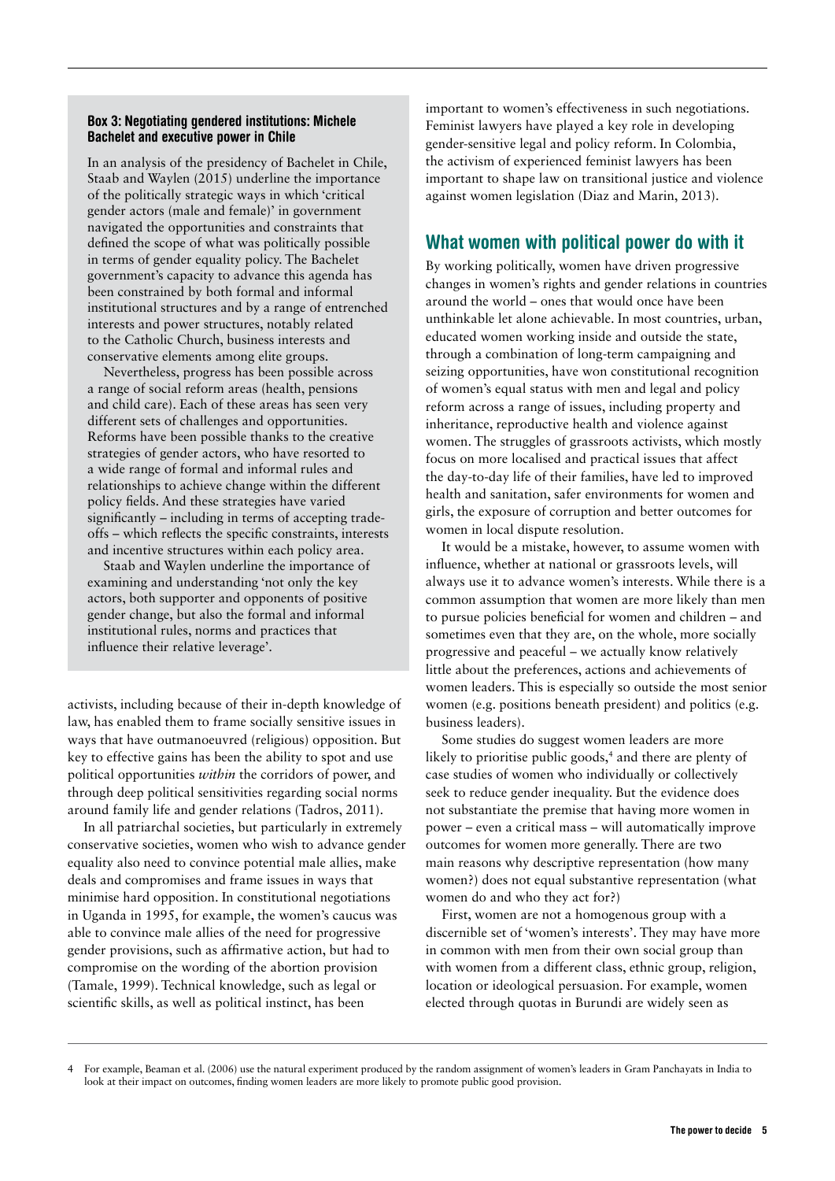**Box 3: Negotiating gendered institutions: Michele Bachelet and executive power in Chile**

In an analysis of the presidency of Bachelet in Chile, Staab and Waylen (2015) underline the importance of the politically strategic ways in which 'critical gender actors (male and female)' in government navigated the opportunities and constraints that defined the scope of what was politically possible in terms of gender equality policy. The Bachelet government's capacity to advance this agenda has been constrained by both formal and informal institutional structures and by a range of entrenched interests and power structures, notably related to the Catholic Church, business interests and conservative elements among elite groups.

Nevertheless, progress has been possible across a range of social reform areas (health, pensions and child care). Each of these areas has seen very different sets of challenges and opportunities. Reforms have been possible thanks to the creative strategies of gender actors, who have resorted to a wide range of formal and informal rules and relationships to achieve change within the different policy fields. And these strategies have varied significantly – including in terms of accepting trade-offs – which reflects the specific constraints, interests and incentive structures within each policy area.

Staab and Waylen underline the importance of examining and understanding 'not only the key actors, both supporter and opponents of positive gender change, but also the formal and informal institutional rules, norms and practices that influence their relative leverage'.

activists, including because of their in-depth knowledge of law, has enabled them to frame socially sensitive issues in ways that have outmanoeuvred (religious) opposition. But key to effective gains has been the ability to spot and use political opportunities *within* the corridors of power, and through deep political sensitivities regarding social norms around family life and gender relations (Tadros, 2011).

In all patriarchal societies, but particularly in extremely conservative societies, women who wish to advance gender equality also need to convince potential male allies, make deals and compromises and frame issues in ways that minimise hard opposition. In constitutional negotiations in Uganda in 1995, for example, the women's caucus was able to convince male allies of the need for progressive gender provisions, such as affirmative action, but had to compromise on the wording of the abortion provision (Tamale, 1999). Technical knowledge, such as legal or scientific skills, as well as political instinct, has been important to women's effectiveness in such negotiations. Feminist lawyers have played a key role in developing gender-sensitive legal and policy reform. In Colombia, the activism of experienced feminist lawyers has been important to shape law on transitional justice and violence against women legislation (Diaz and Marin, 2013).

## What women with political power do with it

By working politically, women have driven progressive changes in women's rights and gender relations in countries around the world – ones that would once have been unthinkable let alone achievable. In most countries, urban, educated women working inside and outside the state, through a combination of long-term campaigning and seizing opportunities, have won constitutional recognition of women's equal status with men and legal and policy reform across a range of issues, including property and inheritance, reproductive health and violence against women. The struggles of grassroots activists, which mostly focus on more localised and practical issues that affect the day-to-day life of their families, have led to improved health and sanitation, safer environments for women and girls, the exposure of corruption and better outcomes for women in local dispute resolution.

It would be a mistake, however, to assume women with influence, whether at national or grassroots levels, will always use it to advance women's interests. While there is a common assumption that women are more likely than men to pursue policies beneficial for women and children – and sometimes even that they are, on the whole, more socially progressive and peaceful – we actually know relatively little about the preferences, actions and achievements of women leaders. This is especially so outside the most senior women (e.g. positions beneath president) and politics (e.g. business leaders).

Some studies do suggest women leaders are more likely to prioritise public goods,[4] and there are plenty of case studies of women who individually or collectively seek to reduce gender inequality. But the evidence does not substantiate the premise that having more women in power – even a critical mass – will automatically improve outcomes for women more generally. There are two main reasons why descriptive representation (how many women?) does not equal substantive representation (what women do and who they act for?)

First, women are not a homogenous group with a discernible set of 'women's interests'. They may have more in common with men from their own social group than with women from a different class, ethnic group, religion, location or ideological persuasion. For example, women elected through quotas in Burundi are widely seen as

4 For example, Beaman et al. (2006) use the natural experiment produced by the random assignment of women's leaders in Gram Panchayats in India to look at their impact on outcomes, finding women leaders are more likely to promote public good provision.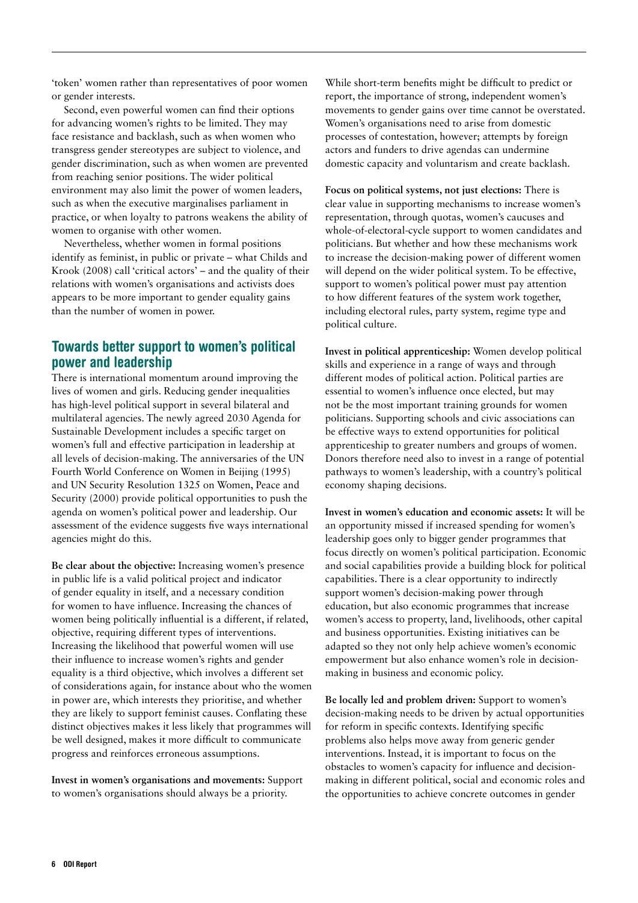'token' women rather than representatives of poor women or gender interests.

Second, even powerful women can find their options for advancing women's rights to be limited. They may face resistance and backlash, such as when women who transgress gender stereotypes are subject to violence, and gender discrimination, such as when women are prevented from reaching senior positions. The wider political environment may also limit the power of women leaders, such as when the executive marginalises parliament in practice, or when loyalty to patrons weakens the ability of women to organise with other women.

Nevertheless, whether women in formal positions identify as feminist, in public or private – what Childs and Krook (2008) call 'critical actors' – and the quality of their relations with women's organisations and activists does appears to be more important to gender equality gains than the number of women in power.

## Towards better support to women's political power and leadership

There is international momentum around improving the lives of women and girls. Reducing gender inequalities has high-level political support in several bilateral and multilateral agencies. The newly agreed 2030 Agenda for Sustainable Development includes a specific target on women's full and effective participation in leadership at all levels of decision-making. The anniversaries of the UN Fourth World Conference on Women in Beijing (1995) and UN Security Resolution 1325 on Women, Peace and Security (2000) provide political opportunities to push the agenda on women's political power and leadership. Our assessment of the evidence suggests five ways international agencies might do this.

**Be clear about the objective:** Increasing women's presence in public life is a valid political project and indicator of gender equality in itself, and a necessary condition for women to have influence. Increasing the chances of women being politically influential is a different, if related, objective, requiring different types of interventions. Increasing the likelihood that powerful women will use their influence to increase women's rights and gender equality is a third objective, which involves a different set of considerations again, for instance about who the women in power are, which interests they prioritise, and whether they are likely to support feminist causes. Conflating these distinct objectives makes it less likely that programmes will be well designed, makes it more difficult to communicate progress and reinforces erroneous assumptions.

**Invest in women's organisations and movements:** Support to women's organisations should always be a priority. While short-term benefits might be difficult to predict or report, the importance of strong, independent women's movements to gender gains over time cannot be overstated. Women's organisations need to arise from domestic processes of contestation, however; attempts by foreign actors and funders to drive agendas can undermine domestic capacity and voluntarism and create backlash.

**Focus on political systems, not just elections:** There is clear value in supporting mechanisms to increase women's representation, through quotas, women's caucuses and whole-of-electoral-cycle support to women candidates and politicians. But whether and how these mechanisms work to increase the decision-making power of different women will depend on the wider political system. To be effective, support to women's political power must pay attention to how different features of the system work together, including electoral rules, party system, regime type and political culture.

**Invest in political apprenticeship:** Women develop political skills and experience in a range of ways and through different modes of political action. Political parties are essential to women's influence once elected, but may not be the most important training grounds for women politicians. Supporting schools and civic associations can be effective ways to extend opportunities for political apprenticeship to greater numbers and groups of women. Donors therefore need also to invest in a range of potential pathways to women's leadership, with a country's political economy shaping decisions.

**Invest in women's education and economic assets:** It will be an opportunity missed if increased spending for women's leadership goes only to bigger gender programmes that focus directly on women's political participation. Economic and social capabilities provide a building block for political capabilities. There is a clear opportunity to indirectly support women's decision-making power through education, but also economic programmes that increase women's access to property, land, livelihoods, other capital and business opportunities. Existing initiatives can be adapted so they not only help achieve women's economic empowerment but also enhance women's role in decision-making in business and economic policy.

**Be locally led and problem driven:** Support to women's decision-making needs to be driven by actual opportunities for reform in specific contexts. Identifying specific problems also helps move away from generic gender interventions. Instead, it is important to focus on the obstacles to women's capacity for influence and decision-making in different political, social and economic roles and the opportunities to achieve concrete outcomes in gender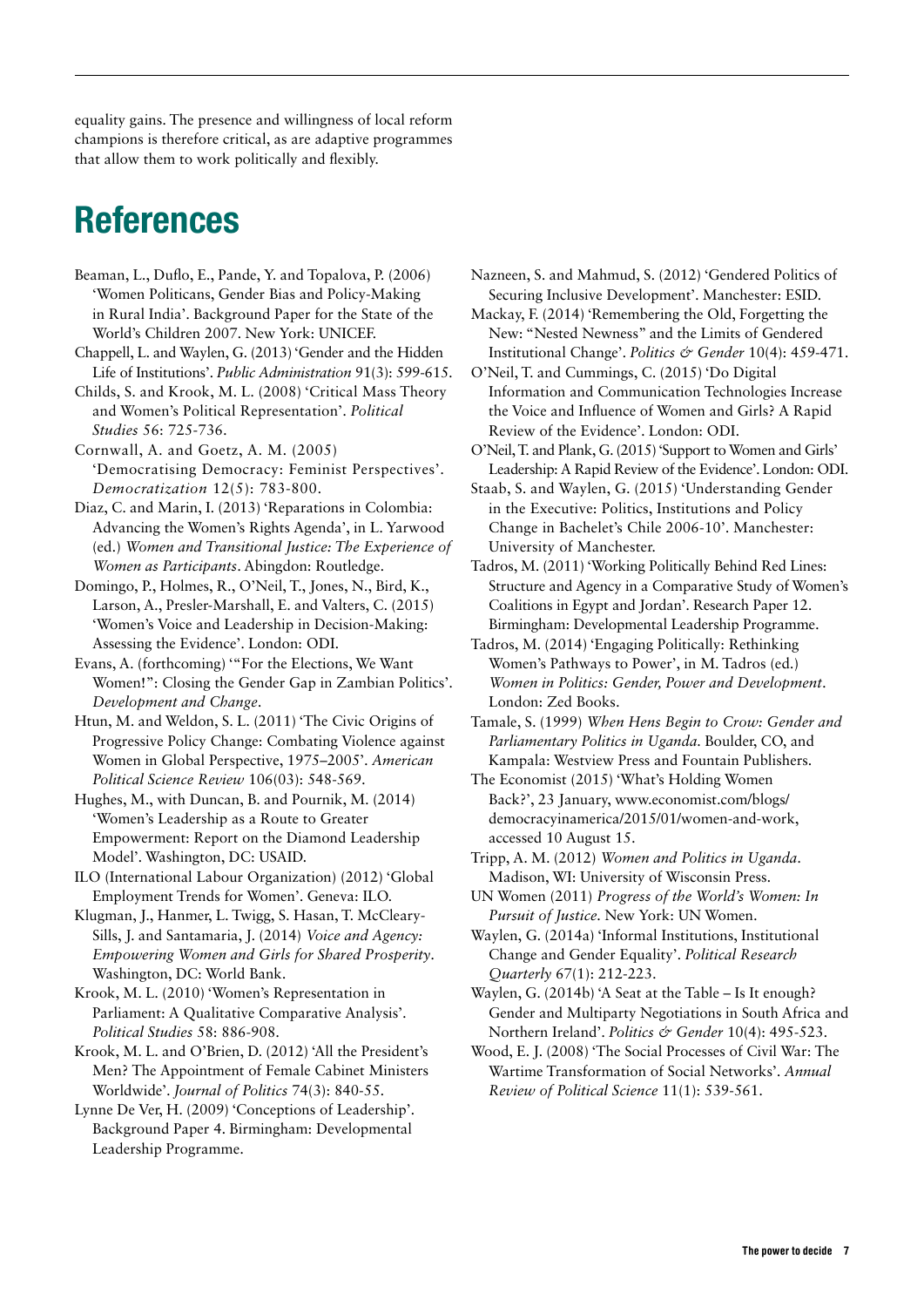equality gains. The presence and willingness of local reform champions is therefore critical, as are adaptive programmes that allow them to work politically and flexibly.

# References

Beaman, L., Duflo, E., Pande, Y. and Topalova, P. (2006) 'Women Politicans, Gender Bias and Policy-Making in Rural India'. Background Paper for the State of the World's Children 2007. New York: UNICEF.

Chappell, L. and Waylen, G. (2013) 'Gender and the Hidden Life of Institutions'. *Public Administration* 91(3): 599-615.

Childs, S. and Krook, M. L. (2008) 'Critical Mass Theory and Women's Political Representation'. *Political Studies* 56: 725-736.

Cornwall, A. and Goetz, A. M. (2005) 'Democratising Democracy: Feminist Perspectives'. *Democratization* 12(5): 783-800.

Diaz, C. and Marin, I. (2013) 'Reparations in Colombia: Advancing the Women's Rights Agenda', in L. Yarwood (ed.) *Women and Transitional Justice: The Experience of Women as Participants*. Abingdon: Routledge.

Domingo, P., Holmes, R., O'Neil, T., Jones, N., Bird, K., Larson, A., Presler-Marshall, E. and Valters, C. (2015) 'Women's Voice and Leadership in Decision-Making: Assessing the Evidence'. London: ODI.

Evans, A. (forthcoming) '"For the Elections, We Want Women!": Closing the Gender Gap in Zambian Politics'. *Development and Change*.

Htun, M. and Weldon, S. L. (2011) 'The Civic Origins of Progressive Policy Change: Combating Violence against Women in Global Perspective, 1975–2005'. *American Political Science Review* 106(03): 548-569.

Hughes, M., with Duncan, B. and Pournik, M. (2014) 'Women's Leadership as a Route to Greater Empowerment: Report on the Diamond Leadership Model'. Washington, DC: USAID.

ILO (International Labour Organization) (2012) 'Global Employment Trends for Women'. Geneva: ILO.

Klugman, J., Hanmer, L. Twigg, S. Hasan, T. McCleary-Sills, J. and Santamaria, J. (2014) *Voice and Agency: Empowering Women and Girls for Shared Prosperity*. Washington, DC: World Bank.

Krook, M. L. (2010) 'Women's Representation in Parliament: A Qualitative Comparative Analysis'. *Political Studies* 58: 886-908.

Krook, M. L. and O'Brien, D. (2012) 'All the President's Men? The Appointment of Female Cabinet Ministers Worldwide'. *Journal of Politics* 74(3): 840-55.

Lynne De Ver, H. (2009) 'Conceptions of Leadership'. Background Paper 4. Birmingham: Developmental Leadership Programme.

Nazneen, S. and Mahmud, S. (2012) 'Gendered Politics of Securing Inclusive Development'. Manchester: ESID.

Mackay, F. (2014) 'Remembering the Old, Forgetting the New: "Nested Newness" and the Limits of Gendered Institutional Change'. *Politics & Gender* 10(4): 459-471.

O'Neil, T. and Cummings, C. (2015) 'Do Digital Information and Communication Technologies Increase the Voice and Influence of Women and Girls? A Rapid Review of the Evidence'. London: ODI.

O'Neil, T. and Plank, G. (2015) 'Support to Women and Girls' Leadership: A Rapid Review of the Evidence'. London: ODI.

Staab, S. and Waylen, G. (2015) 'Understanding Gender in the Executive: Politics, Institutions and Policy Change in Bachelet's Chile 2006-10'. Manchester: University of Manchester.

Tadros, M. (2011) 'Working Politically Behind Red Lines: Structure and Agency in a Comparative Study of Women's Coalitions in Egypt and Jordan'. Research Paper 12. Birmingham: Developmental Leadership Programme.

Tadros, M. (2014) 'Engaging Politically: Rethinking Women's Pathways to Power', in M. Tadros (ed.) *Women in Politics: Gender, Power and Development*. London: Zed Books.

Tamale, S. (1999) *When Hens Begin to Crow: Gender and Parliamentary Politics in Uganda*. Boulder, CO, and Kampala: Westview Press and Fountain Publishers.

The Economist (2015) 'What's Holding Women Back?', 23 January, www.economist.com/blogs/democracyinamerica/2015/01/women-and-work, accessed 10 August 15.

Tripp, A. M. (2012) *Women and Politics in Uganda*. Madison, WI: University of Wisconsin Press.

UN Women (2011) *Progress of the World's Women: In Pursuit of Justice*. New York: UN Women.

Waylen, G. (2014a) 'Informal Institutions, Institutional Change and Gender Equality'. *Political Research Quarterly* 67(1): 212-223.

Waylen, G. (2014b) 'A Seat at the Table – Is It enough? Gender and Multiparty Negotiations in South Africa and Northern Ireland'. *Politics & Gender* 10(4): 495-523.

Wood, E. J. (2008) 'The Social Processes of Civil War: The Wartime Transformation of Social Networks'. *Annual Review of Political Science* 11(1): 539-561.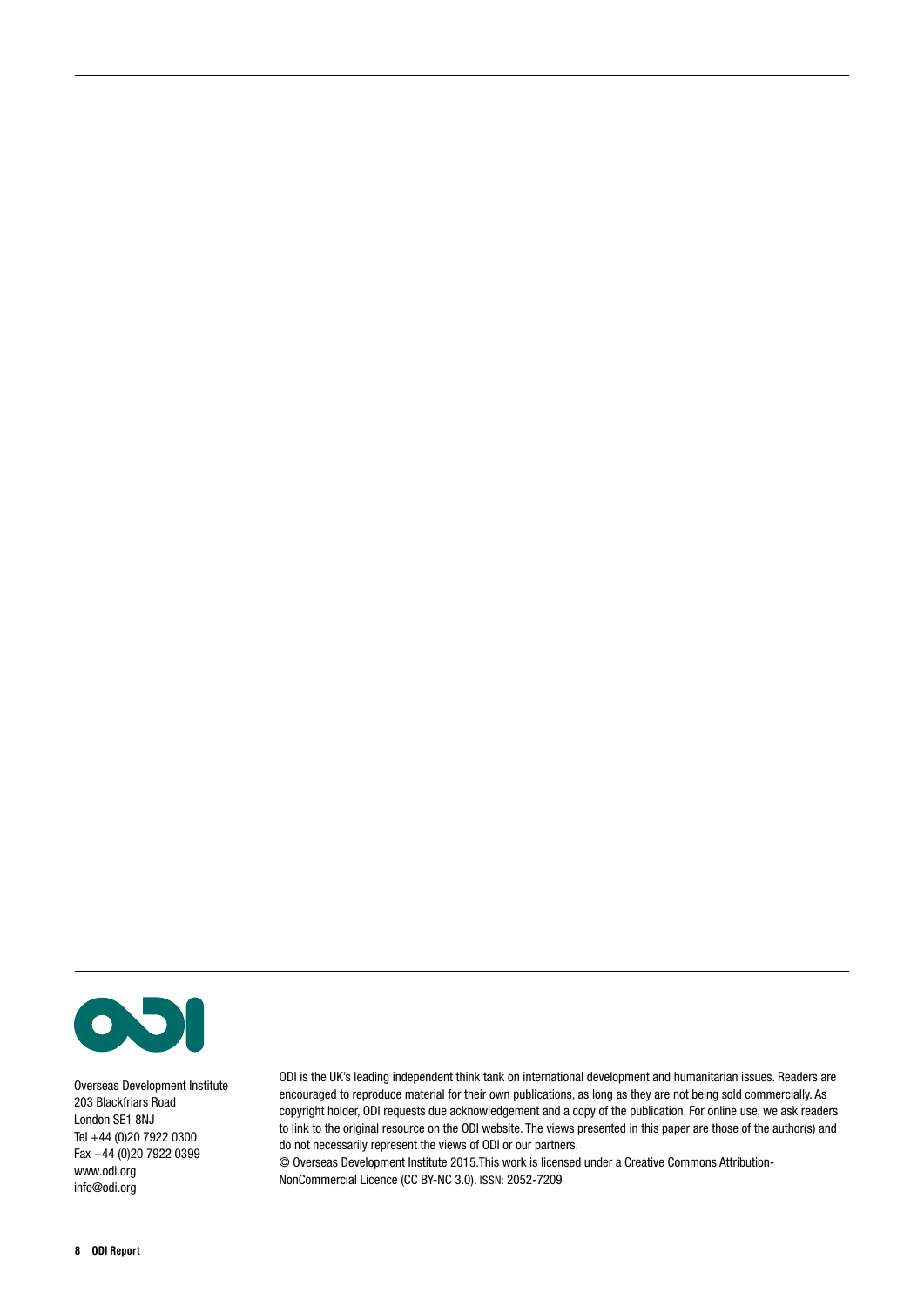Overseas Development Institute
203 Blackfriars Road
London SE1 8NJ
Tel +44 (0)20 7922 0300
Fax +44 (0)20 7922 0399
www.odi.org
info@odi.org

ODI is the UK's leading independent think tank on international development and humanitarian issues. Readers are encouraged to reproduce material for their own publications, as long as they are not being sold commercially. As copyright holder, ODI requests due acknowledgement and a copy of the publication. For online use, we ask readers to link to the original resource on the ODI website. The views presented in this paper are those of the author(s) and do not necessarily represent the views of ODI or our partners.

© Overseas Development Institute 2015.This work is licensed under a Creative Commons Attribution-NonCommercial Licence (CC BY-NC 3.0). ISSN: 2052-7209